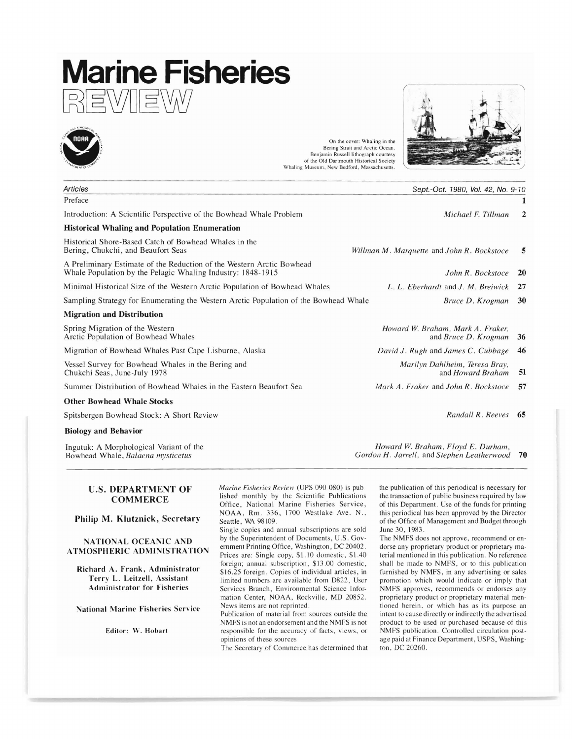# Marine Fisheries REVIEW

On the cover: Whaling in the Bering Strait and Arctic Ocean. Benjamin Russell lithograph courtesy of the Old Dartmouth Historical Society Whaling Museum, New Bedford, Massachusetts.

*Articles* — *Sept.-Oct. 1980, Vol. 42, No. 9-10*

| | | |
|---|---|---|
| Preface | | 1 |
| Introduction: A Scientific Perspective of the Bowhead Whale Problem | *Michael F. Tillman* | 2 |
| **Historical Whaling and Population Enumeration** | | |
| Historical Shore-Based Catch of Bowhead Whales in the Bering, Chukchi, and Beaufort Seas | *Willman M. Marquette* and *John R. Bockstoce* | 5 |
| A Preliminary Estimate of the Reduction of the Western Arctic Bowhead Whale Population by the Pelagic Whaling Industry: 1848-1915 | *John R. Bockstoce* | 20 |
| Minimal Historical Size of the Western Arctic Population of Bowhead Whales | *L. L. Eberhardt* and *J. M. Breiwick* | 27 |
| Sampling Strategy for Enumerating the Western Arctic Population of the Bowhead Whale | *Bruce D. Krogman* | 30 |
| **Migration and Distribution** | | |
| Spring Migration of the Western Arctic Population of Bowhead Whales | *Howard W. Braham, Mark A. Fraker,* and *Bruce D. Krogman* | 36 |
| Migration of Bowhead Whales Past Cape Lisburne, Alaska | *David J. Rugh* and *James C. Cubbage* | 46 |
| Vessel Survey for Bowhead Whales in the Bering and Chukchi Seas, June-July 1978 | *Marilyn Dahlheim, Teresa Bray,* and *Howard Braham* | 51 |
| Summer Distribution of Bowhead Whales in the Eastern Beaufort Sea | *Mark A. Fraker* and *John R. Bockstoce* | 57 |
| **Other Bowhead Whale Stocks** | | |
| Spitsbergen Bowhead Stock: A Short Review | *Randall R. Reeves* | 65 |
| **Biology and Behavior** | | |
| Ingutuk: A Morphological Variant of the Bowhead Whale, *Balaena mysticetus* | *Howard W. Braham, Floyd E. Durham, Gordon H. Jarrell,* and *Stephen Leatherwood* | 70 |

**U.S. DEPARTMENT OF COMMERCE**

**Philip M. Klutznick, Secretary**

**NATIONAL OCEANIC AND ATMOSPHERIC ADMINISTRATION**

**Richard A. Frank, Administrator**
**Terry L. Leitzell, Assistant Administrator for Fisheries**

**National Marine Fisheries Service**

**Editor: W. Hobart**

*Marine Fisheries Review* (UPS 090-080) is published monthly by the Scientific Publications Office, National Marine Fisheries Service, NOAA, Rm. 336, 1700 Westlake Ave. N., Seattle, WA 98109.

Single copies and annual subscriptions are sold by the Superintendent of Documents, U.S. Government Printing Office, Washington, DC 20402. Prices are: Single copy, $1.10 domestic, $1.40 foreign; annual subscription, $13.00 domestic, $16.25 foreign. Copies of individual articles, in limited numbers are available from D822, User Services Branch, Environmental Science Information Center, NOAA, Rockville, MD 20852. News items are not reprinted.

Publication of material from sources outside the NMFS is not an endorsement and the NMFS is not responsible for the accuracy of facts, views, or opinions of these sources

The Secretary of Commerce has determined that the publication of this periodical is necessary for the transaction of public business required by law of this Department. Use of the funds for printing this periodical has been approved by the Director of the Office of Management and Budget through June 30, 1983.

The NMFS does not approve, recommend or endorse any proprietary product or proprietary material mentioned in this publication. No reference shall be made to NMFS, or to this publication furnished by NMFS, in any advertising or sales promotion which would indicate or imply that NMFS approves, recommends or endorses any proprietary product or proprietary material mentioned herein, or which has as its purpose an intent to cause directly or indirectly the advertised product to be used or purchased because of this NMFS publication. Controlled circulation postage paid at Finance Department, USPS, Washington, DC 20260.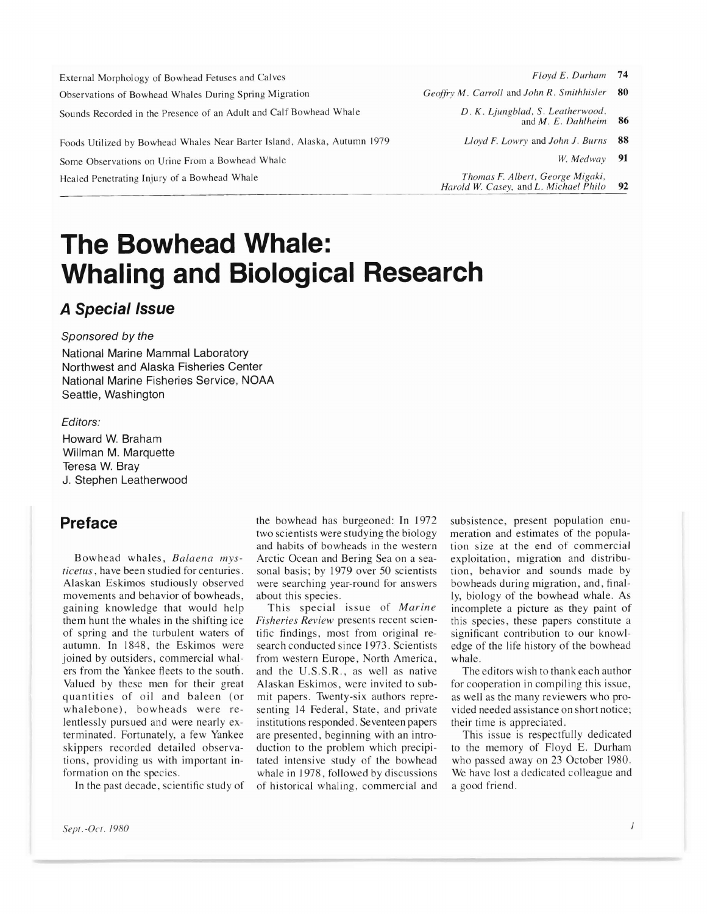| | | |
|---|---|---|
| External Morphology of Bowhead Fetuses and Calves | *Floyd E. Durham* | 74 |
| Observations of Bowhead Whales During Spring Migration | *Geoffry M. Carroll* and *John R. Smithhisler* | 80 |
| Sounds Recorded in the Presence of an Adult and Calf Bowhead Whale | *D. K. Ljungblad, S. Leatherwood,* and *M. E. Dahlheim* | 86 |
| Foods Utilized by Bowhead Whales Near Barter Island, Alaska, Autumn 1979 | *Lloyd F. Lowry* and *John J. Burns* | 88 |
| Some Observations on Urine From a Bowhead Whale | *W. Medway* | 91 |
| Healed Penetrating Injury of a Bowhead Whale | *Thomas F. Albert, George Migaki, Harold W. Casey,* and *L. Michael Philo* | 92 |

# The Bowhead Whale: Whaling and Biological Research

## *A Special Issue*

*Sponsored by the*

National Marine Mammal Laboratory
Northwest and Alaska Fisheries Center
National Marine Fisheries Service, NOAA
Seattle, Washington

*Editors:*

Howard W. Braham
Willman M. Marquette
Teresa W. Bray
J. Stephen Leatherwood

## Preface

Bowhead whales, *Balaena mysticetus*, have been studied for centuries. Alaskan Eskimos studiously observed movements and behavior of bowheads, gaining knowledge that would help them hunt the whales in the shifting ice of spring and the turbulent waters of autumn. In 1848, the Eskimos were joined by outsiders, commercial whalers from the Yankee fleets to the south. Valued by these men for their great quantities of oil and baleen (or whalebone), bowheads were relentlessly pursued and were nearly exterminated. Fortunately, a few Yankee skippers recorded detailed observations, providing us with important information on the species.

In the past decade, scientific study of the bowhead has burgeoned: In 1972 two scientists were studying the biology and habits of bowheads in the western Arctic Ocean and Bering Sea on a seasonal basis; by 1979 over 50 scientists were searching year-round for answers about this species.

This special issue of *Marine Fisheries Review* presents recent scientific findings, most from original research conducted since 1973. Scientists from western Europe, North America, and the U.S.S.R., as well as native Alaskan Eskimos, were invited to submit papers. Twenty-six authors representing 14 Federal, State, and private institutions responded. Seventeen papers are presented, beginning with an introduction to the problem which precipitated intensive study of the bowhead whale in 1978, followed by discussions of historical whaling, commercial and subsistence, present population enumeration and estimates of the population size at the end of commercial exploitation, migration and distribution, behavior and sounds made by bowheads during migration, and, finally, biology of the bowhead whale. As incomplete a picture as they paint of this species, these papers constitute a significant contribution to our knowledge of the life history of the bowhead whale.

The editors wish to thank each author for cooperation in compiling this issue, as well as the many reviewers who provided needed assistance on short notice; their time is appreciated.

This issue is respectfully dedicated to the memory of Floyd E. Durham who passed away on 23 October 1980. We have lost a dedicated colleague and a good friend.